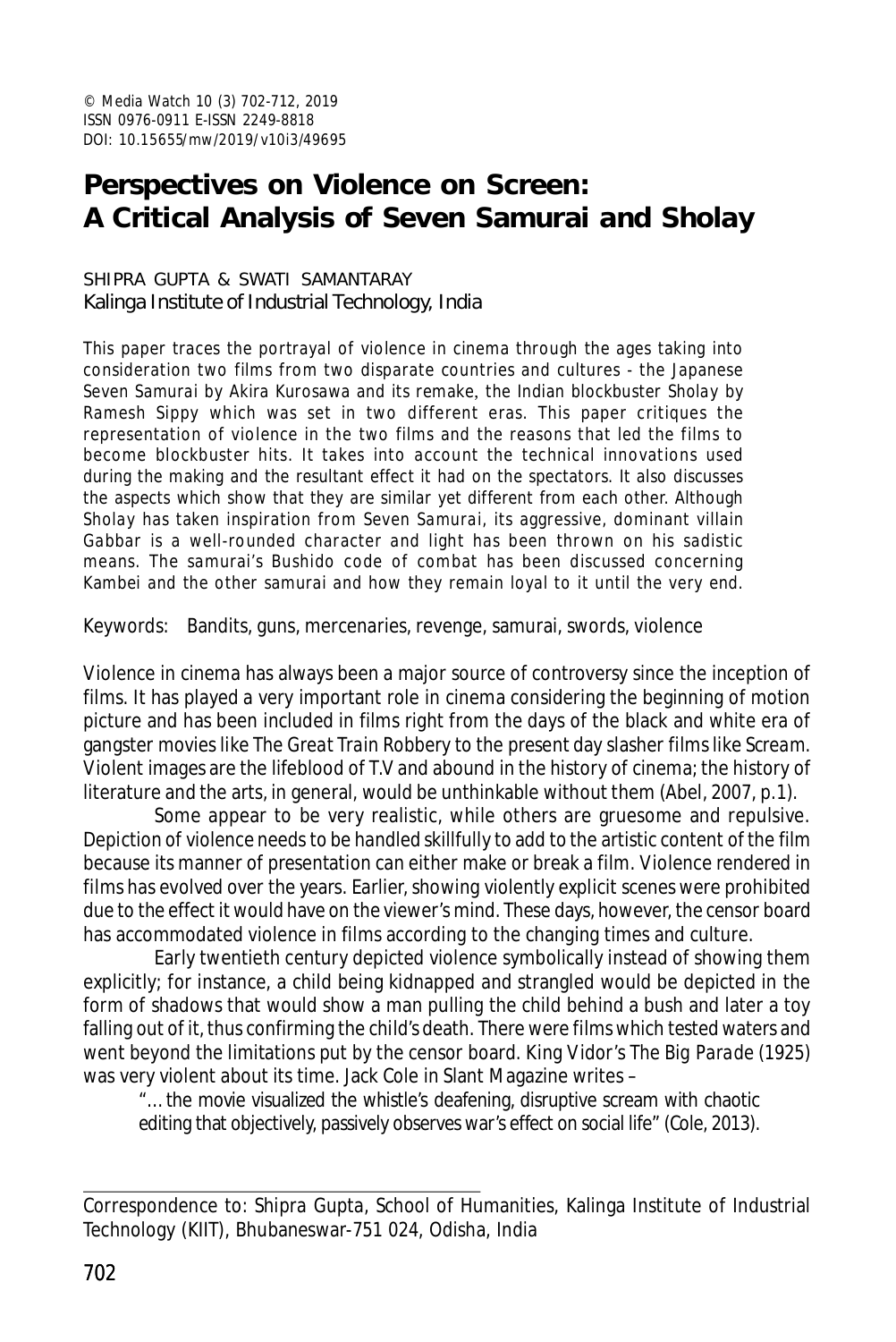© Media Watch 10 (3) 702-712, 2019
ISSN 0976-0911 E-ISSN 2249-8818
DOI: 10.15655/mw/2019/v10i3/49695

# Perspectives on Violence on Screen: A Critical Analysis of Seven Samurai and Sholay

SHIPRA GUPTA & SWATI SAMANTARAY
Kalinga Institute of Industrial Technology, India

This paper traces the portrayal of violence in cinema through the ages taking into consideration two films from two disparate countries and cultures - the Japanese *Seven Samurai* by Akira Kurosawa and its remake, the Indian blockbuster *Sholay* by Ramesh Sippy which was set in two different eras. This paper critiques the representation of violence in the two films and the reasons that led the films to become blockbuster hits. It takes into account the technical innovations used during the making and the resultant effect it had on the spectators. It also discusses the aspects which show that they are similar yet different from each other. Although *Sholay* has taken inspiration from *Seven Samurai*, its aggressive, dominant villain Gabbar is a well-rounded character and light has been thrown on his sadistic means. The samurai's Bushido code of combat has been discussed concerning Kambei and the other samurai and how they remain loyal to it until the very end.

Keywords: Bandits, guns, mercenaries, revenge, samurai, swords, violence

Violence in cinema has always been a major source of controversy since the inception of films. It has played a very important role in cinema considering the beginning of motion picture and has been included in films right from the days of the black and white era of gangster movies like The Great Train Robbery to the present day slasher films like Scream. Violent images are the lifeblood of T.V and abound in the history of cinema; the history of literature and the arts, in general, would be unthinkable without them (Abel, 2007, p.1).

Some appear to be very realistic, while others are gruesome and repulsive. Depiction of violence needs to be handled skillfully to add to the artistic content of the film because its manner of presentation can either make or break a film. Violence rendered in films has evolved over the years. Earlier, showing violently explicit scenes were prohibited due to the effect it would have on the viewer's mind. These days, however, the censor board has accommodated violence in films according to the changing times and culture.

Early twentieth century depicted violence symbolically instead of showing them explicitly; for instance, a child being kidnapped and strangled would be depicted in the form of shadows that would show a man pulling the child behind a bush and later a toy falling out of it, thus confirming the child's death. There were films which tested waters and went beyond the limitations put by the censor board. King Vidor's *The Big Parade* (1925) was very violent about its time. Jack Cole in Slant Magazine writes –

> "…the movie visualized the whistle's deafening, disruptive scream with chaotic editing that objectively, passively observes war's effect on social life" (Cole, 2013).

Correspondence to: Shipra Gupta, School of Humanities, Kalinga Institute of Industrial Technology (KIIT), Bhubaneswar-751 024, Odisha, India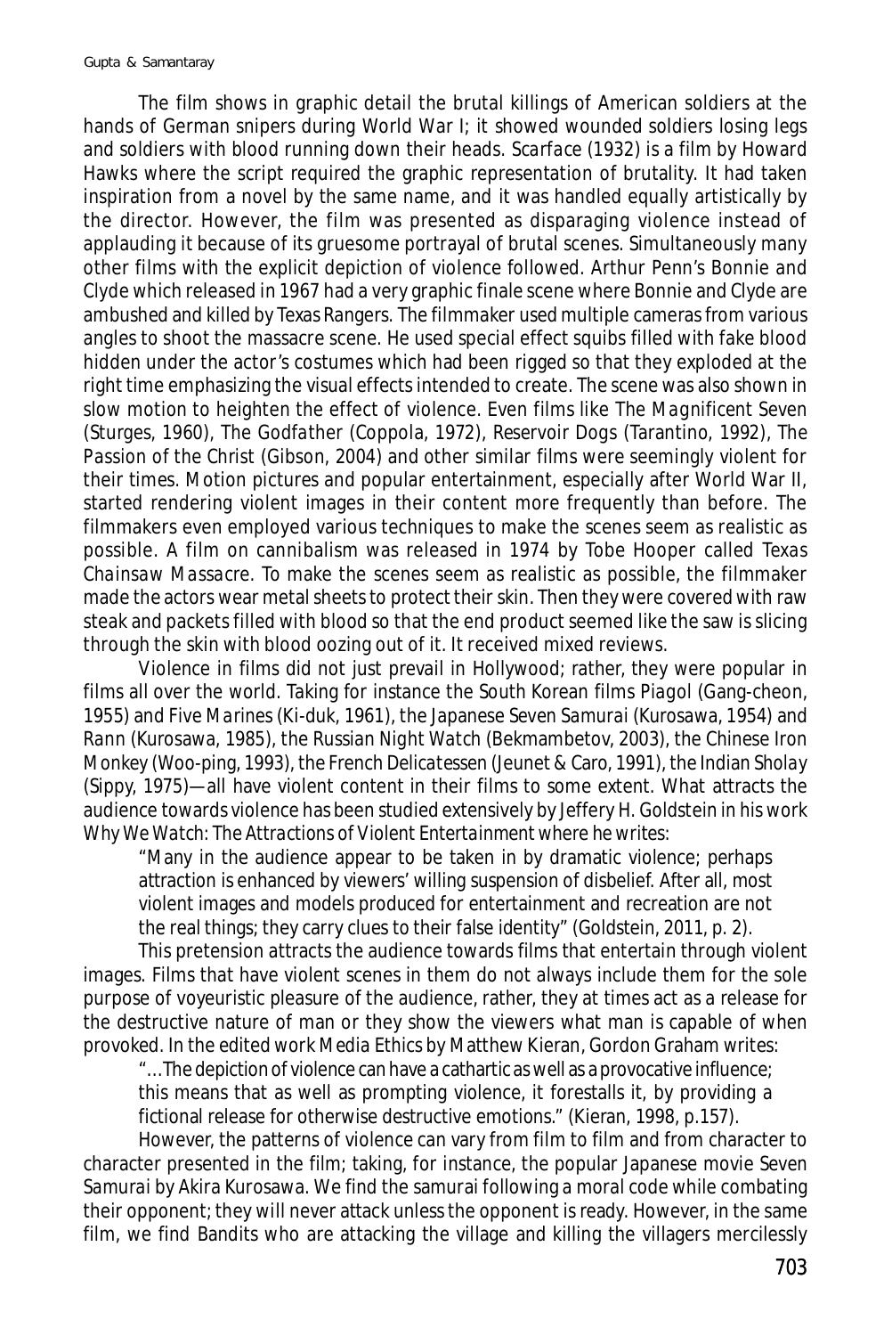The film shows in graphic detail the brutal killings of American soldiers at the hands of German snipers during World War I; it showed wounded soldiers losing legs and soldiers with blood running down their heads. *Scarface* (1932) is a film by Howard Hawks where the script required the graphic representation of brutality. It had taken inspiration from a novel by the same name, and it was handled equally artistically by the director. However, the film was presented as disparaging violence instead of applauding it because of its gruesome portrayal of brutal scenes. Simultaneously many other films with the explicit depiction of violence followed. Arthur Penn's *Bonnie and Clyde* which released in 1967 had a very graphic finale scene where Bonnie and Clyde are ambushed and killed by Texas Rangers. The filmmaker used multiple cameras from various angles to shoot the massacre scene. He used special effect squibs filled with fake blood hidden under the actor's costumes which had been rigged so that they exploded at the right time emphasizing the visual effects intended to create. The scene was also shown in slow motion to heighten the effect of violence. Even films like *The Magnificent Seven* (Sturges, 1960), *The Godfather* (Coppola, 1972), *Reservoir Dogs* (Tarantino, 1992), *The Passion of the Christ* (Gibson, 2004) and other similar films were seemingly violent for their times. Motion pictures and popular entertainment, especially after World War II, started rendering violent images in their content more frequently than before. The filmmakers even employed various techniques to make the scenes seem as realistic as possible. A film on cannibalism was released in 1974 by Tobe Hooper called *Texas Chainsaw Massacre*. To make the scenes seem as realistic as possible, the filmmaker made the actors wear metal sheets to protect their skin. Then they were covered with raw steak and packets filled with blood so that the end product seemed like the saw is slicing through the skin with blood oozing out of it. It received mixed reviews.

Violence in films did not just prevail in Hollywood; rather, they were popular in films all over the world. Taking for instance the South Korean films *Piagol* (Gang-cheon, 1955) and *Five Marines* (Ki-duk, 1961), the Japanese *Seven Samurai* (Kurosawa, 1954) and *Rann* (Kurosawa, 1985), the Russian *Night Watch* (Bekmambetov, 2003), the Chinese *Iron Monkey* (Woo-ping, 1993), the French *Delicatessen* (Jeunet & Caro, 1991), the Indian *Sholay* (Sippy, 1975)—all have violent content in their films to some extent. What attracts the audience towards violence has been studied extensively by Jeffery H. Goldstein in his work *Why We Watch: The Attractions of Violent Entertainment* where he writes:

> "Many in the audience appear to be taken in by dramatic violence; perhaps attraction is enhanced by viewers' willing suspension of disbelief. After all, most violent images and models produced for entertainment and recreation are not the real things; they carry clues to their false identity" (Goldstein, 2011, p. 2).

This pretension attracts the audience towards films that entertain through violent images. Films that have violent scenes in them do not always include them for the sole purpose of voyeuristic pleasure of the audience, rather, they at times act as a release for the destructive nature of man or they show the viewers what man is capable of when provoked. In the edited work *Media Ethics* by Matthew Kieran, Gordon Graham writes:

> "…The depiction of violence can have a cathartic as well as a provocative influence; this means that as well as prompting violence, it forestalls it, by providing a fictional release for otherwise destructive emotions." (Kieran, 1998, p.157).

However, the patterns of violence can vary from film to film and from character to character presented in the film; taking, for instance, the popular Japanese movie *Seven Samurai* by Akira Kurosawa. We find the samurai following a moral code while combating their opponent; they will never attack unless the opponent is ready. However, in the same film, we find Bandits who are attacking the village and killing the villagers mercilessly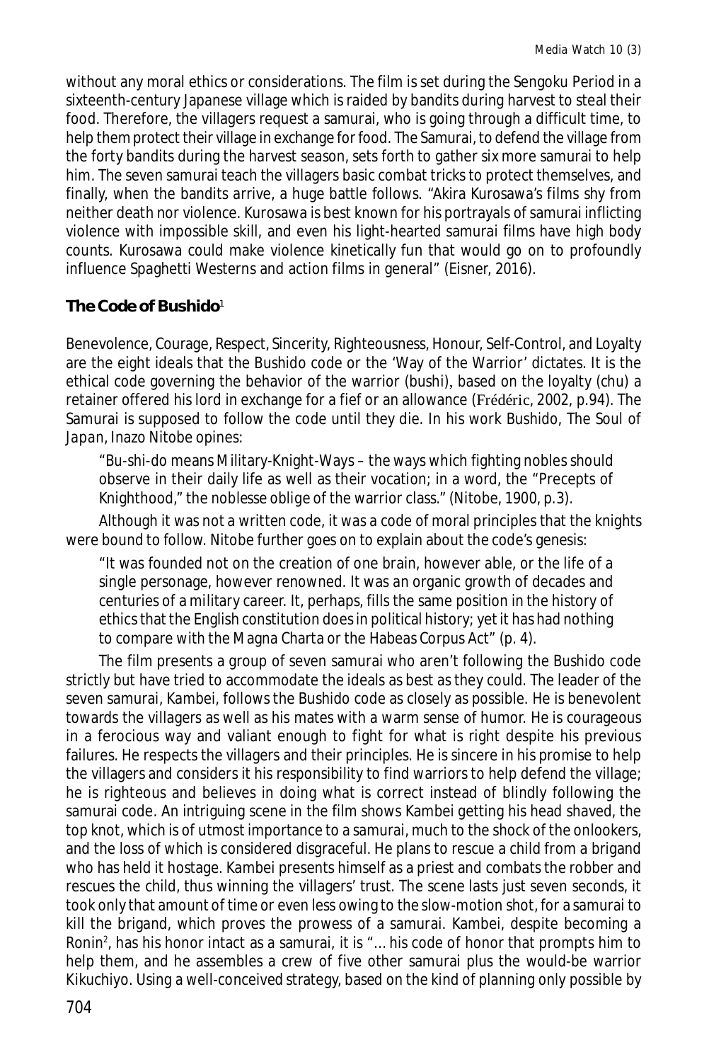without any moral ethics or considerations. The film is set during the Sengoku Period in a sixteenth-century Japanese village which is raided by bandits during harvest to steal their food. Therefore, the villagers request a samurai, who is going through a difficult time, to help them protect their village in exchange for food. The Samurai, to defend the village from the forty bandits during the harvest season, sets forth to gather six more samurai to help him. The seven samurai teach the villagers basic combat tricks to protect themselves, and finally, when the bandits arrive, a huge battle follows. "Akira Kurosawa's films shy from neither death nor violence. Kurosawa is best known for his portrayals of samurai inflicting violence with impossible skill, and even his light-hearted samurai films have high body counts. Kurosawa could make violence kinetically fun that would go on to profoundly influence Spaghetti Westerns and action films in general" (Eisner, 2016).

**The Code of Bushido**[1]

Benevolence, Courage, Respect, Sincerity, Righteousness, Honour, Self-Control, and Loyalty are the eight ideals that the Bushido code or the 'Way of the Warrior' dictates. It is the ethical code governing the behavior of the warrior (bushi), based on the loyalty (chu) a retainer offered his lord in exchange for a fief or an allowance (Frédéric, 2002, p.94). The Samurai is supposed to follow the code until they die. In his work *Bushido, The Soul of Japan*, Inazo Nitobe opines:

> "Bu-shi-do means Military-Knight-Ways – the ways which fighting nobles should observe in their daily life as well as their vocation; in a word, the "Precepts of Knighthood," the noblesse oblige of the warrior class." (Nitobe, 1900, p.3).

Although it was not a written code, it was a code of moral principles that the knights were bound to follow. Nitobe further goes on to explain about the code's genesis:

> "It was founded not on the creation of one brain, however able, or the life of a single personage, however renowned. It was an organic growth of decades and centuries of a military career. It, perhaps, fills the same position in the history of ethics that the English constitution does in political history; yet it has had nothing to compare with the Magna Charta or the Habeas Corpus Act" (p. 4).

The film presents a group of seven samurai who aren't following the Bushido code strictly but have tried to accommodate the ideals as best as they could. The leader of the seven samurai, Kambei, follows the Bushido code as closely as possible. He is benevolent towards the villagers as well as his mates with a warm sense of humor. He is courageous in a ferocious way and valiant enough to fight for what is right despite his previous failures. He respects the villagers and their principles. He is sincere in his promise to help the villagers and considers it his responsibility to find warriors to help defend the village; he is righteous and believes in doing what is correct instead of blindly following the samurai code. An intriguing scene in the film shows Kambei getting his head shaved, the top knot, which is of utmost importance to a samurai, much to the shock of the onlookers, and the loss of which is considered disgraceful. He plans to rescue a child from a brigand who has held it hostage. Kambei presents himself as a priest and combats the robber and rescues the child, thus winning the villagers' trust. The scene lasts just seven seconds, it took only that amount of time or even less owing to the slow-motion shot, for a samurai to kill the brigand, which proves the prowess of a samurai. Kambei, despite becoming a Ronin[2], has his honor intact as a samurai, it is "... his code of honor that prompts him to help them, and he assembles a crew of five other samurai plus the would-be warrior Kikuchiyo. Using a well-conceived strategy, based on the kind of planning only possible by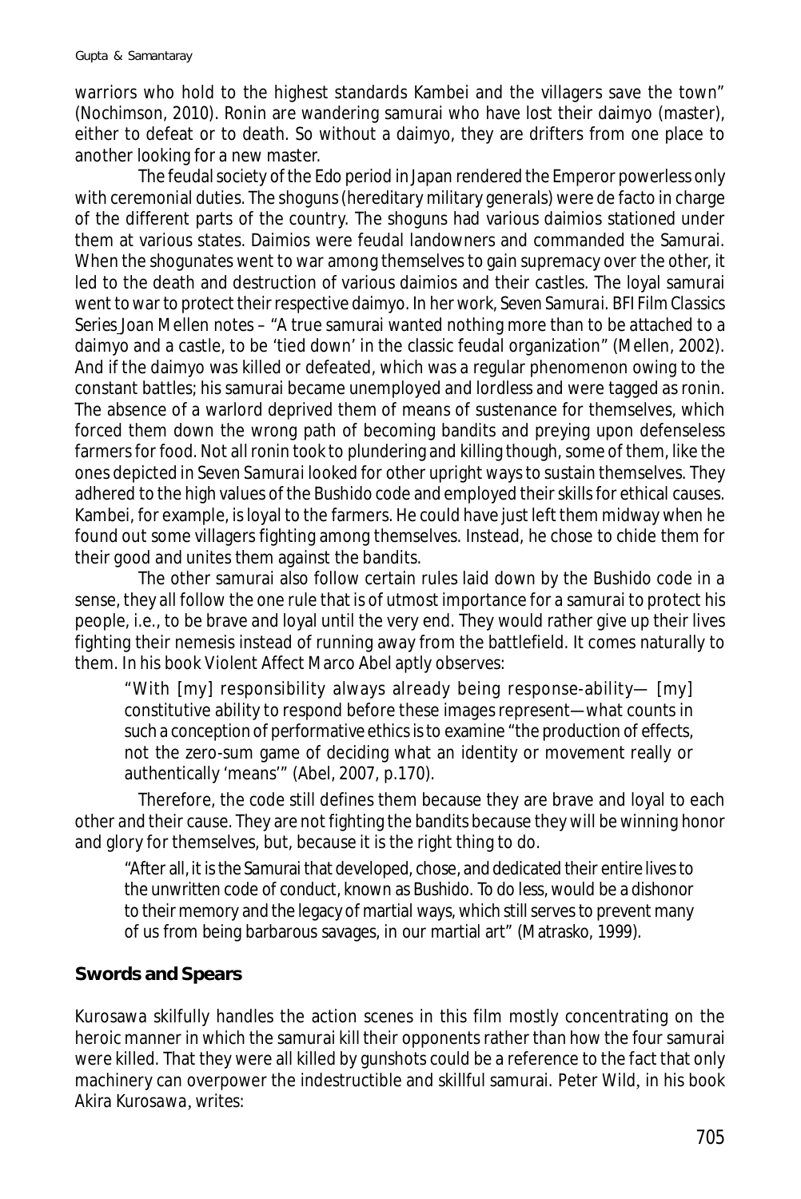warriors who hold to the highest standards Kambei and the villagers save the town" (Nochimson, 2010). Ronin are wandering samurai who have lost their daimyo (master), either to defeat or to death. So without a daimyo, they are drifters from one place to another looking for a new master.

The feudal society of the Edo period in Japan rendered the Emperor powerless only with ceremonial duties. The shoguns (hereditary military generals) were de facto in charge of the different parts of the country. The shoguns had various daimios stationed under them at various states. Daimios were feudal landowners and commanded the Samurai. When the shogunates went to war among themselves to gain supremacy over the other, it led to the death and destruction of various daimios and their castles. The loyal samurai went to war to protect their respective daimyo. In her work, *Seven Samurai. BFI Film Classics Series* Joan Mellen notes – "A true samurai wanted nothing more than to be attached to a daimyo and a castle, to be 'tied down' in the classic feudal organization" (Mellen, 2002). And if the daimyo was killed or defeated, which was a regular phenomenon owing to the constant battles; his samurai became unemployed and lordless and were tagged as ronin. The absence of a warlord deprived them of means of sustenance for themselves, which forced them down the wrong path of becoming bandits and preying upon defenseless farmers for food. Not all ronin took to plundering and killing though, some of them, like the ones depicted in *Seven Samurai* looked for other upright ways to sustain themselves. They adhered to the high values of the Bushido code and employed their skills for ethical causes. Kambei, for example, is loyal to the farmers. He could have just left them midway when he found out some villagers fighting among themselves. Instead, he chose to chide them for their good and unites them against the bandits.

The other samurai also follow certain rules laid down by the Bushido code in a sense, they all follow the one rule that is of utmost importance for a samurai to protect his people, i.e., to be brave and loyal until the very end. They would rather give up their lives fighting their nemesis instead of running away from the battlefield. It comes naturally to them. In his book Violent Affect Marco Abel aptly observes:

> "With [my] responsibility always already being response-ability— [my] constitutive ability to respond before these images represent—what counts in such a conception of performative ethics is to examine "the production of effects, not the zero-sum game of deciding what an identity or movement really or authentically 'means'" (Abel, 2007, p.170).

Therefore, the code still defines them because they are brave and loyal to each other and their cause. They are not fighting the bandits because they will be winning honor and glory for themselves, but, because it is the right thing to do.

> "After all, it is the Samurai that developed, chose, and dedicated their entire lives to the unwritten code of conduct, known as Bushido. To do less, would be a dishonor to their memory and the legacy of martial ways, which still serves to prevent many of us from being barbarous savages, in our martial art" (Matrasko, 1999).

## Swords and Spears

Kurosawa skilfully handles the action scenes in this film mostly concentrating on the heroic manner in which the samurai kill their opponents rather than how the four samurai were killed. That they were all killed by gunshots could be a reference to the fact that only machinery can overpower the indestructible and skillful samurai. Peter Wild, in his book *Akira Kurosawa*, writes: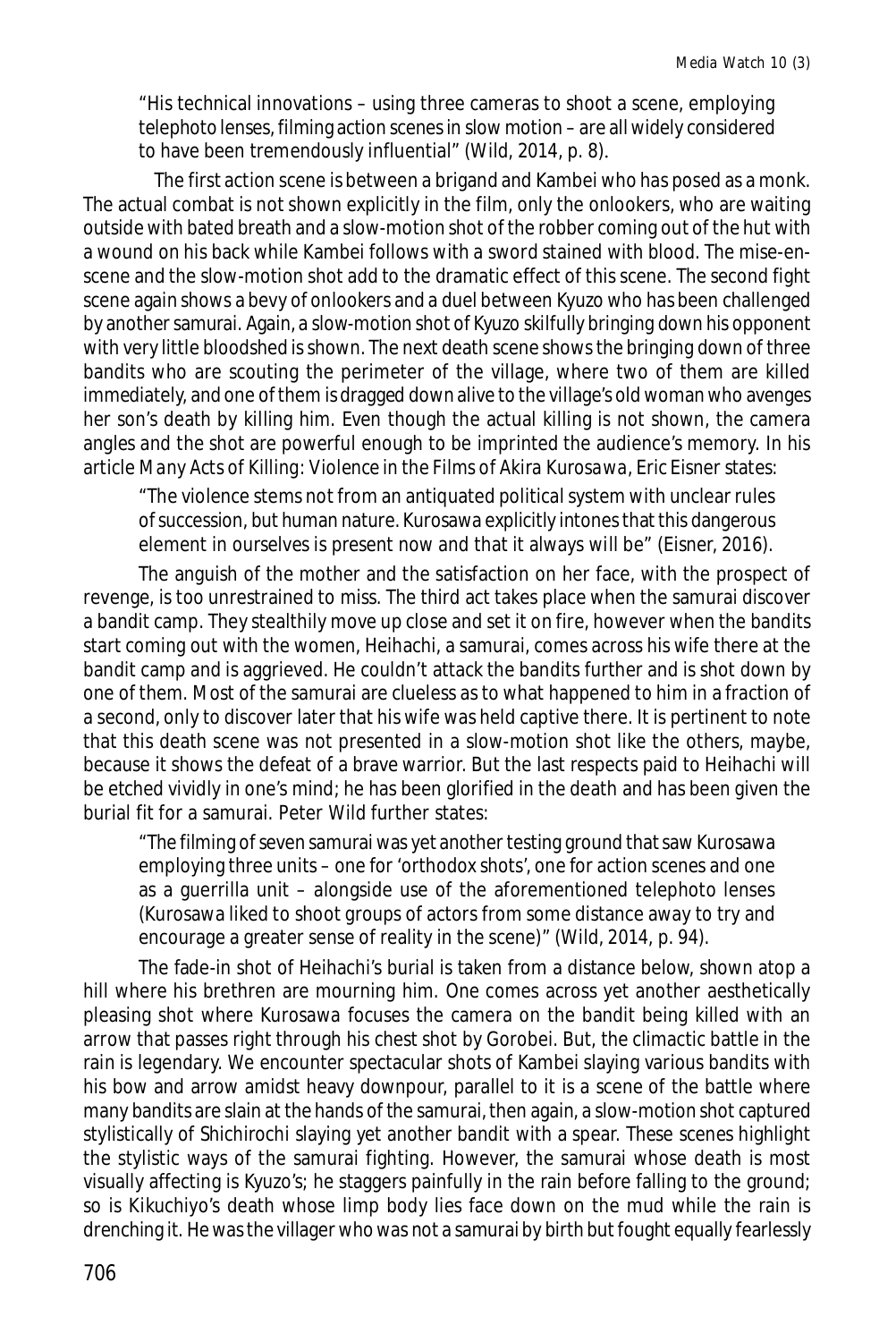"His technical innovations – using three cameras to shoot a scene, employing telephoto lenses, filming action scenes in slow motion – are all widely considered to have been tremendously influential" (Wild, 2014, p. 8).

The first action scene is between a brigand and Kambei who has posed as a monk. The actual combat is not shown explicitly in the film, only the onlookers, who are waiting outside with bated breath and a slow-motion shot of the robber coming out of the hut with a wound on his back while Kambei follows with a sword stained with blood. The mise-en-scene and the slow-motion shot add to the dramatic effect of this scene. The second fight scene again shows a bevy of onlookers and a duel between Kyuzo who has been challenged by another samurai. Again, a slow-motion shot of Kyuzo skilfully bringing down his opponent with very little bloodshed is shown. The next death scene shows the bringing down of three bandits who are scouting the perimeter of the village, where two of them are killed immediately, and one of them is dragged down alive to the village's old woman who avenges her son's death by killing him. Even though the actual killing is not shown, the camera angles and the shot are powerful enough to be imprinted the audience's memory. In his article *Many Acts of Killing: Violence in the Films of Akira Kurosawa*, Eric Eisner states:

"The violence stems not from an antiquated political system with unclear rules of succession, but human nature. Kurosawa explicitly intones that this dangerous element in ourselves is present now and that it always will be" (Eisner, 2016).

The anguish of the mother and the satisfaction on her face, with the prospect of revenge, is too unrestrained to miss. The third act takes place when the samurai discover a bandit camp. They stealthily move up close and set it on fire, however when the bandits start coming out with the women, Heihachi, a samurai, comes across his wife there at the bandit camp and is aggrieved. He couldn't attack the bandits further and is shot down by one of them. Most of the samurai are clueless as to what happened to him in a fraction of a second, only to discover later that his wife was held captive there. It is pertinent to note that this death scene was not presented in a slow-motion shot like the others, maybe, because it shows the defeat of a brave warrior. But the last respects paid to Heihachi will be etched vividly in one's mind; he has been glorified in the death and has been given the burial fit for a samurai. Peter Wild further states:

"The filming of seven samurai was yet another testing ground that saw Kurosawa employing three units – one for 'orthodox shots', one for action scenes and one as a guerrilla unit – alongside use of the aforementioned telephoto lenses (Kurosawa liked to shoot groups of actors from some distance away to try and encourage a greater sense of reality in the scene)" (Wild, 2014, p. 94).

The fade-in shot of Heihachi's burial is taken from a distance below, shown atop a hill where his brethren are mourning him. One comes across yet another aesthetically pleasing shot where Kurosawa focuses the camera on the bandit being killed with an arrow that passes right through his chest shot by Gorobei. But, the climactic battle in the rain is legendary. We encounter spectacular shots of Kambei slaying various bandits with his bow and arrow amidst heavy downpour, parallel to it is a scene of the battle where many bandits are slain at the hands of the samurai, then again, a slow-motion shot captured stylistically of Shichirochi slaying yet another bandit with a spear. These scenes highlight the stylistic ways of the samurai fighting. However, the samurai whose death is most visually affecting is Kyuzo's; he staggers painfully in the rain before falling to the ground; so is Kikuchiyo's death whose limp body lies face down on the mud while the rain is drenching it. He was the villager who was not a samurai by birth but fought equally fearlessly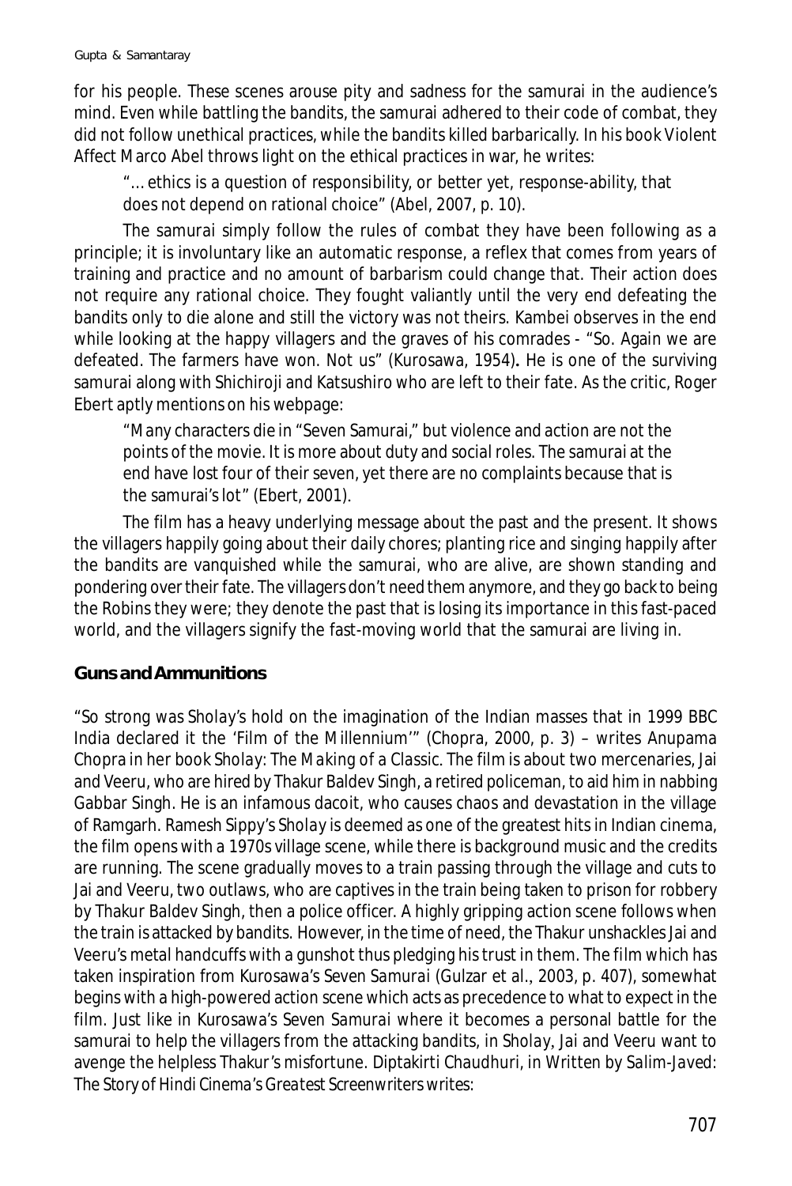for his people. These scenes arouse pity and sadness for the samurai in the audience's mind. Even while battling the bandits, the samurai adhered to their code of combat, they did not follow unethical practices, while the bandits killed barbarically. In his book Violent Affect Marco Abel throws light on the ethical practices in war, he writes:

> "…ethics is a question of responsibility, or better yet, response-ability, that does not depend on rational choice" (Abel, 2007, p. 10).

The samurai simply follow the rules of combat they have been following as a principle; it is involuntary like an automatic response, a reflex that comes from years of training and practice and no amount of barbarism could change that. Their action does not require any rational choice. They fought valiantly until the very end defeating the bandits only to die alone and still the victory was not theirs. Kambei observes in the end while looking at the happy villagers and the graves of his comrades - "So. Again we are defeated. The farmers have won. Not us" (Kurosawa, 1954)**.** He is one of the surviving samurai along with Shichiroji and Katsushiro who are left to their fate. As the critic, Roger Ebert aptly mentions on his webpage:

> "Many characters die in "Seven Samurai," but violence and action are not the points of the movie. It is more about duty and social roles. The samurai at the end have lost four of their seven, yet there are no complaints because that is the samurai's lot" (Ebert, 2001).

The film has a heavy underlying message about the past and the present. It shows the villagers happily going about their daily chores; planting rice and singing happily after the bandits are vanquished while the samurai, who are alive, are shown standing and pondering over their fate. The villagers don't need them anymore, and they go back to being the Robins they were; they denote the past that is losing its importance in this fast-paced world, and the villagers signify the fast-moving world that the samurai are living in.

**Guns and Ammunitions**

"So strong was *Sholay*'s hold on the imagination of the Indian masses that in 1999 BBC India declared it the 'Film of the Millennium'" (Chopra, 2000, p. 3) – writes Anupama Chopra in her book *Sholay: The Making of a Classic*. The film is about two mercenaries, Jai and Veeru, who are hired by Thakur Baldev Singh, a retired policeman, to aid him in nabbing Gabbar Singh. He is an infamous dacoit, who causes chaos and devastation in the village of Ramgarh. Ramesh Sippy's *Sholay* is deemed as one of the greatest hits in Indian cinema, the film opens with a 1970s village scene, while there is background music and the credits are running. The scene gradually moves to a train passing through the village and cuts to Jai and Veeru, two outlaws, who are captives in the train being taken to prison for robbery by Thakur Baldev Singh, then a police officer. A highly gripping action scene follows when the train is attacked by bandits. However, in the time of need, the Thakur unshackles Jai and Veeru's metal handcuffs with a gunshot thus pledging his trust in them. The film which has taken inspiration from Kurosawa's *Seven Samurai* (Gulzar et al., 2003, p. 407), somewhat begins with a high-powered action scene which acts as precedence to what to expect in the film. Just like in Kurosawa's *Seven Samurai* where it becomes a personal battle for the samurai to help the villagers from the attacking bandits, in *Sholay*, Jai and Veeru want to avenge the helpless Thakur's misfortune. Diptakirti Chaudhuri, in *Written by Salim-Javed: The Story of Hindi Cinema's Greatest Screenwriters* writes: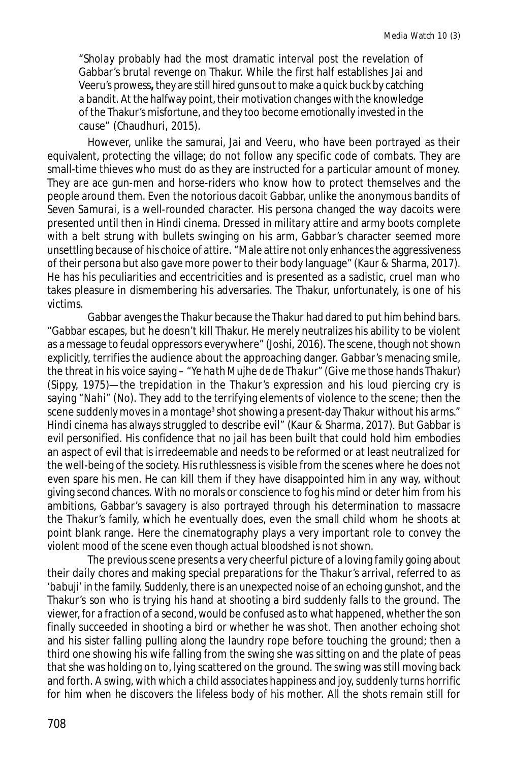> "*Sholay* probably had the most dramatic interval post the revelation of Gabbar's brutal revenge on Thakur. While the first half establishes Jai and Veeru's prowess**,** they are still hired guns out to make a quick buck by catching a bandit. At the halfway point, their motivation changes with the knowledge of the Thakur's misfortune, and they too become emotionally invested in the cause" (Chaudhuri, 2015).

However, unlike the samurai, Jai and Veeru, who have been portrayed as their equivalent, protecting the village; do not follow any specific code of combats. They are small-time thieves who must do as they are instructed for a particular amount of money. They are ace gun-men and horse-riders who know how to protect themselves and the people around them. Even the notorious dacoit Gabbar, unlike the anonymous bandits of *Seven Samurai*, is a well-rounded character. His persona changed the way dacoits were presented until then in Hindi cinema. Dressed in military attire and army boots complete with a belt strung with bullets swinging on his arm, Gabbar's character seemed more unsettling because of his choice of attire. "Male attire not only enhances the aggressiveness of their persona but also gave more power to their body language" (Kaur & Sharma, 2017). He has his peculiarities and eccentricities and is presented as a sadistic, cruel man who takes pleasure in dismembering his adversaries. The Thakur, unfortunately, is one of his victims.

Gabbar avenges the Thakur because the Thakur had dared to put him behind bars. "Gabbar escapes, but he doesn't kill Thakur. He merely neutralizes his ability to be violent as a message to feudal oppressors everywhere" (Joshi, 2016). The scene, though not shown explicitly, terrifies the audience about the approaching danger. Gabbar's menacing smile, the threat in his voice saying – "*Ye hath Mujhe de de Thakur*" (Give me those hands Thakur) (Sippy, 1975)—the trepidation in the Thakur's expression and his loud piercing cry is saying "*Nahi*" (No). They add to the terrifying elements of violence to the scene; then the scene suddenly moves in a montage[3] shot showing a present-day Thakur without his arms." Hindi cinema has always struggled to describe evil" (Kaur & Sharma, 2017). But Gabbar is evil personified. His confidence that no jail has been built that could hold him embodies an aspect of evil that is irredeemable and needs to be reformed or at least neutralized for the well-being of the society. His ruthlessness is visible from the scenes where he does not even spare his men. He can kill them if they have disappointed him in any way, without giving second chances. With no morals or conscience to fog his mind or deter him from his ambitions, Gabbar's savagery is also portrayed through his determination to massacre the Thakur's family, which he eventually does, even the small child whom he shoots at point blank range. Here the cinematography plays a very important role to convey the violent mood of the scene even though actual bloodshed is not shown.

The previous scene presents a very cheerful picture of a loving family going about their daily chores and making special preparations for the Thakur's arrival, referred to as '*babuji*' in the family. Suddenly, there is an unexpected noise of an echoing gunshot, and the Thakur's son who is trying his hand at shooting a bird suddenly falls to the ground. The viewer, for a fraction of a second, would be confused as to what happened, whether the son finally succeeded in shooting a bird or whether he was shot. Then another echoing shot and his sister falling pulling along the laundry rope before touching the ground; then a third one showing his wife falling from the swing she was sitting on and the plate of peas that she was holding on to, lying scattered on the ground. The swing was still moving back and forth. A swing, with which a child associates happiness and joy, suddenly turns horrific for him when he discovers the lifeless body of his mother. All the shots remain still for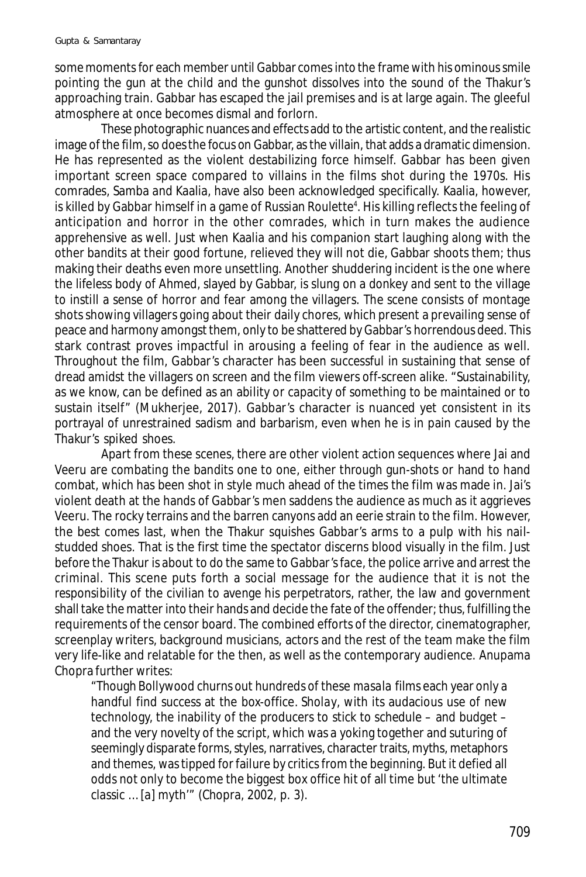some moments for each member until Gabbar comes into the frame with his ominous smile pointing the gun at the child and the gunshot dissolves into the sound of the Thakur's approaching train. Gabbar has escaped the jail premises and is at large again. The gleeful atmosphere at once becomes dismal and forlorn.

These photographic nuances and effects add to the artistic content, and the realistic image of the film, so does the focus on Gabbar, as the villain, that adds a dramatic dimension. He has represented as the violent destabilizing force himself. Gabbar has been given important screen space compared to villains in the films shot during the 1970s. His comrades, Samba and Kaalia, have also been acknowledged specifically. Kaalia, however, is killed by Gabbar himself in a game of Russian Roulette[4]. His killing reflects the feeling of anticipation and horror in the other comrades, which in turn makes the audience apprehensive as well. Just when Kaalia and his companion start laughing along with the other bandits at their good fortune, relieved they will not die, Gabbar shoots them; thus making their deaths even more unsettling. Another shuddering incident is the one where the lifeless body of Ahmed, slayed by Gabbar, is slung on a donkey and sent to the village to instill a sense of horror and fear among the villagers. The scene consists of montage shots showing villagers going about their daily chores, which present a prevailing sense of peace and harmony amongst them, only to be shattered by Gabbar's horrendous deed. This stark contrast proves impactful in arousing a feeling of fear in the audience as well. Throughout the film, Gabbar's character has been successful in sustaining that sense of dread amidst the villagers on screen and the film viewers off-screen alike. "Sustainability, as we know, can be defined as an ability or capacity of something to be maintained or to sustain itself" (Mukherjee, 2017). Gabbar's character is nuanced yet consistent in its portrayal of unrestrained sadism and barbarism, even when he is in pain caused by the Thakur's spiked shoes.

Apart from these scenes, there are other violent action sequences where Jai and Veeru are combating the bandits one to one, either through gun-shots or hand to hand combat, which has been shot in style much ahead of the times the film was made in. Jai's violent death at the hands of Gabbar's men saddens the audience as much as it aggrieves Veeru. The rocky terrains and the barren canyons add an eerie strain to the film. However, the best comes last, when the Thakur squishes Gabbar's arms to a pulp with his nail-studded shoes. That is the first time the spectator discerns blood visually in the film. Just before the Thakur is about to do the same to Gabbar's face, the police arrive and arrest the criminal. This scene puts forth a social message for the audience that it is not the responsibility of the civilian to avenge his perpetrators, rather, the law and government shall take the matter into their hands and decide the fate of the offender; thus, fulfilling the requirements of the censor board. The combined efforts of the director, cinematographer, screenplay writers, background musicians, actors and the rest of the team make the film very life-like and relatable for the then, as well as the contemporary audience. Anupama Chopra further writes:

> "Though Bollywood churns out hundreds of these *masala films* each year only a handful find success at the box-office. *Sholay*, with its audacious use of new technology, the inability of the producers to stick to schedule – and budget – and the very novelty of the script, which was a yoking together and suturing of seemingly disparate forms, styles, narratives, character traits, myths, metaphors and themes, was tipped for failure by critics from the beginning. But it defied all odds not only to become the biggest box office hit of all time but 'the ultimate classic … [a] myth'" (Chopra, 2002, p. 3).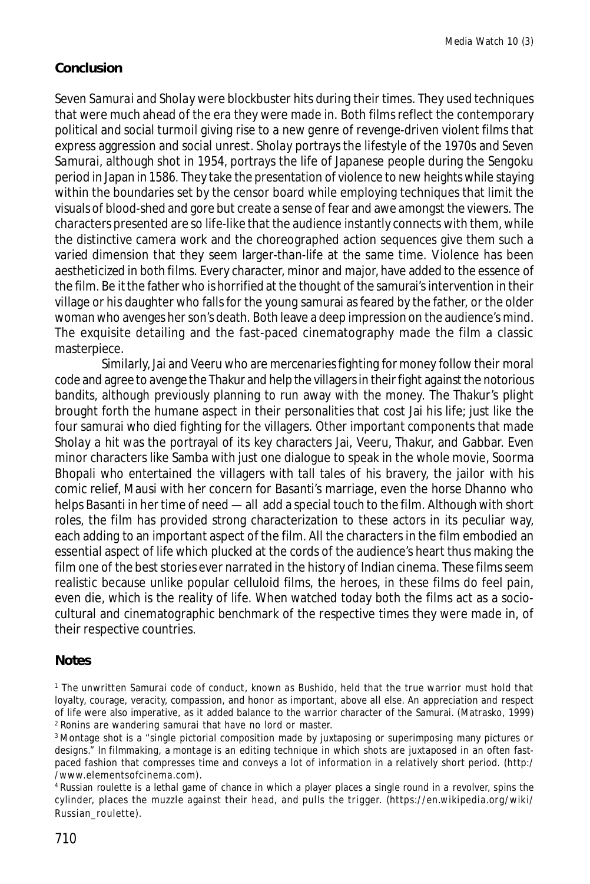## Conclusion

*Seven Samurai* and *Sholay* were blockbuster hits during their times. They used techniques that were much ahead of the era they were made in. Both films reflect the contemporary political and social turmoil giving rise to a new genre of revenge-driven violent films that express aggression and social unrest. *Sholay* portrays the lifestyle of the 1970s and *Seven Samurai*, although shot in 1954, portrays the life of Japanese people during the Sengoku period in Japan in 1586. They take the presentation of violence to new heights while staying within the boundaries set by the censor board while employing techniques that limit the visuals of blood-shed and gore but create a sense of fear and awe amongst the viewers. The characters presented are so life-like that the audience instantly connects with them, while the distinctive camera work and the choreographed action sequences give them such a varied dimension that they seem larger-than-life at the same time. Violence has been aestheticized in both films. Every character, minor and major, have added to the essence of the film. Be it the father who is horrified at the thought of the samurai's intervention in their village or his daughter who falls for the young samurai as feared by the father, or the older woman who avenges her son's death. Both leave a deep impression on the audience's mind. The exquisite detailing and the fast-paced cinematography made the film a classic masterpiece.

Similarly, Jai and Veeru who are mercenaries fighting for money follow their moral code and agree to avenge the Thakur and help the villagers in their fight against the notorious bandits, although previously planning to run away with the money. The Thakur's plight brought forth the humane aspect in their personalities that cost Jai his life; just like the four samurai who died fighting for the villagers. Other important components that made *Sholay* a hit was the portrayal of its key characters Jai, Veeru, Thakur, and Gabbar. Even minor characters like Samba with just one dialogue to speak in the whole movie, Soorma Bhopali who entertained the villagers with tall tales of his bravery, the jailor with his comic relief, Mausi with her concern for Basanti's marriage, even the horse Dhanno who helps Basanti in her time of need — all add a special touch to the film. Although with short roles, the film has provided strong characterization to these actors in its peculiar way, each adding to an important aspect of the film. All the characters in the film embodied an essential aspect of life which plucked at the cords of the audience's heart thus making the film one of the best stories ever narrated in the history of Indian cinema. These films seem realistic because unlike popular celluloid films, the heroes, in these films do feel pain, even die, which is the reality of life. When watched today both the films act as a socio-cultural and cinematographic benchmark of the respective times they were made in, of their respective countries.

## Notes

[1] The unwritten Samurai code of conduct, known as Bushido, held that the true warrior must hold that loyalty, courage, veracity, compassion, and honor as important, above all else. An appreciation and respect of life were also imperative, as it added balance to the warrior character of the Samurai. (Matrasko, 1999)

[2] Ronins are wandering samurai that have no lord or master.

[3] Montage shot is a "single pictorial composition made by juxtaposing or superimposing many pictures or designs." In filmmaking, a montage is an editing technique in which shots are juxtaposed in an often fast-paced fashion that compresses time and conveys a lot of information in a relatively short period. (http://www.elementsofcinema.com).

[4] Russian roulette is a lethal game of chance in which a player places a single round in a revolver, spins the cylinder, places the muzzle against their head, and pulls the trigger. (https://en.wikipedia.org/wiki/Russian_roulette).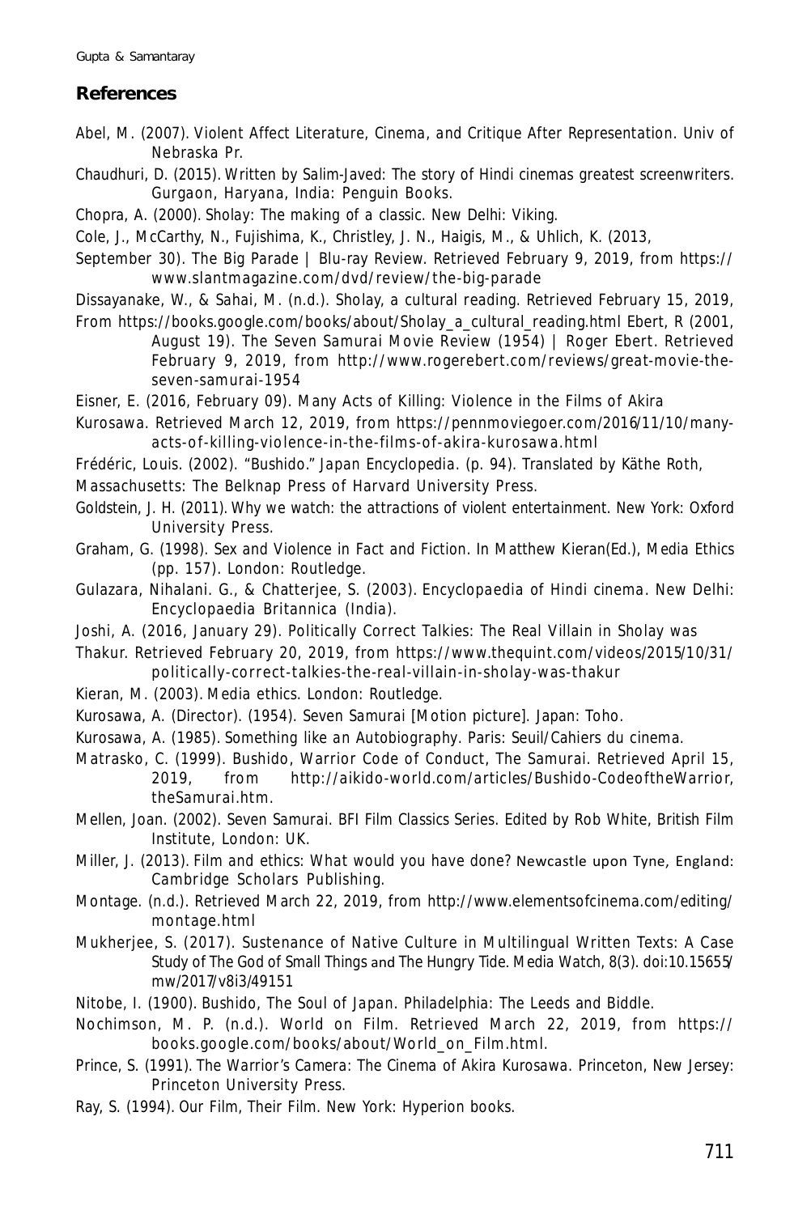## References

Abel, M. (2007). Violent Affect Literature, Cinema, and Critique After Representation. Univ of Nebraska Pr.

Chaudhuri, D. (2015). Written by Salim-Javed: The story of Hindi cinemas greatest screenwriters. Gurgaon, Haryana, India: Penguin Books.

Chopra, A. (2000). Sholay: The making of a classic. New Delhi: Viking.

Cole, J., McCarthy, N., Fujishima, K., Christley, J. N., Haigis, M., & Uhlich, K. (2013,

September 30). The Big Parade | Blu-ray Review. Retrieved February 9, 2019, from https://www.slantmagazine.com/dvd/review/the-big-parade

Dissayanake, W., & Sahai, M. (n.d.). Sholay, a cultural reading. Retrieved February 15, 2019,

From https://books.google.com/books/about/Sholay_a_cultural_reading.html Ebert, R (2001, August 19). The Seven Samurai Movie Review (1954) | Roger Ebert. Retrieved February 9, 2019, from http://www.rogerebert.com/reviews/great-movie-the-seven-samurai-1954

Eisner, E. (2016, February 09). Many Acts of Killing: Violence in the Films of Akira

Kurosawa. Retrieved March 12, 2019, from https://pennmoviegoer.com/2016/11/10/many-acts-of-killing-violence-in-the-films-of-akira-kurosawa.html

Frédéric, Louis. (2002). "Bushido." Japan Encyclopedia. (p. 94). Translated by Käthe Roth,

Massachusetts: The Belknap Press of Harvard University Press.

Goldstein, J. H. (2011). Why we watch: the attractions of violent entertainment. New York: Oxford University Press.

Graham, G. (1998). Sex and Violence in Fact and Fiction. In Matthew Kieran(Ed.), Media Ethics (pp. 157). London: Routledge.

Gulazara, Nihalani. G., & Chatterjee, S. (2003). Encyclopaedia of Hindi cinema. New Delhi: Encyclopaedia Britannica (India).

Joshi, A. (2016, January 29). Politically Correct Talkies: The Real Villain in Sholay was

Thakur. Retrieved February 20, 2019, from https://www.thequint.com/videos/2015/10/31/politically-correct-talkies-the-real-villain-in-sholay-was-thakur

Kieran, M. (2003). Media ethics. London: Routledge.

Kurosawa, A. (Director). (1954). Seven Samurai [Motion picture]. Japan: Toho.

Kurosawa, A. (1985). Something like an Autobiography. Paris: Seuil/Cahiers du cinema.

Matrasko, C. (1999). Bushido, Warrior Code of Conduct, The Samurai. Retrieved April 15, 2019, from http://aikido-world.com/articles/Bushido-CodeoftheWarrior, theSamurai.htm.

Mellen, Joan. (2002). Seven Samurai. BFI Film Classics Series. Edited by Rob White, British Film Institute, London: UK.

Miller, J. (2013). Film and ethics: What would you have done? Newcastle upon Tyne, England: Cambridge Scholars Publishing.

Montage. (n.d.). Retrieved March 22, 2019, from http://www.elementsofcinema.com/editing/montage.html

Mukherjee, S. (2017). Sustenance of Native Culture in Multilingual Written Texts: A Case Study of The God of Small Things and The Hungry Tide. Media Watch, 8(3). doi:10.15655/mw/2017/v8i3/49151

Nitobe, I. (1900). Bushido, The Soul of Japan. Philadelphia: The Leeds and Biddle.

Nochimson, M. P. (n.d.). World on Film. Retrieved March 22, 2019, from https://books.google.com/books/about/World_on_Film.html.

Prince, S. (1991). The Warrior's Camera: The Cinema of Akira Kurosawa. Princeton, New Jersey: Princeton University Press.

Ray, S. (1994). Our Film, Their Film. New York: Hyperion books.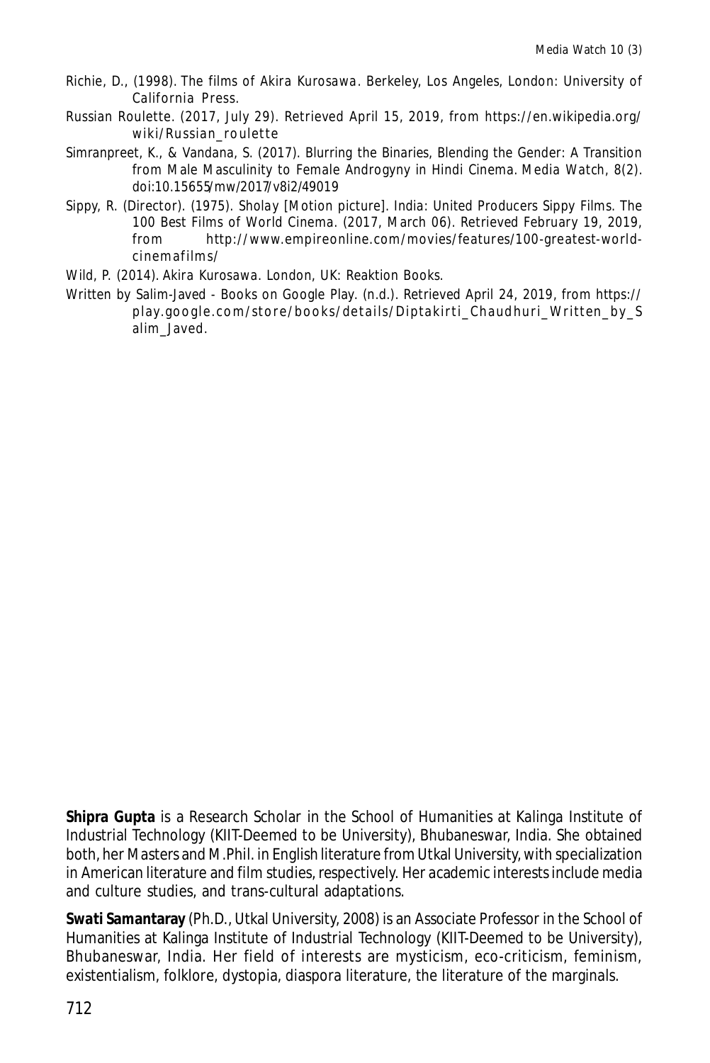Richie, D., (1998). *The films of Akira Kurosawa*. Berkeley, Los Angeles, London: University of California Press.

Russian Roulette. (2017, July 29). Retrieved April 15, 2019, from https://en.wikipedia.org/wiki/Russian_roulette

Simranpreet, K., & Vandana, S. (2017). Blurring the Binaries, Blending the Gender: A Transition from Male Masculinity to Female Androgyny in Hindi Cinema. *Media Watch*, 8(2). doi:10.15655/mw/2017/v8i2/49019

Sippy, R. (Director). (1975). *Sholay* [Motion picture]. India: United Producers Sippy Films. The 100 Best Films of World Cinema. (2017, March 06). Retrieved February 19, 2019, from http://www.empireonline.com/movies/features/100-greatest-world-cinemafilms/

Wild, P. (2014). *Akira Kurosawa*. London, UK: Reaktion Books.

Written by Salim-Javed - Books on Google Play. (n.d.). Retrieved April 24, 2019, from https://play.google.com/store/books/details/Diptakirti_Chaudhuri_Written_by_Salim_Javed.

**Shipra Gupta** is a Research Scholar in the School of Humanities at Kalinga Institute of Industrial Technology (KIIT-Deemed to be University), Bhubaneswar, India. She obtained both, her Masters and M.Phil. in English literature from Utkal University, with specialization in American literature and film studies, respectively. Her academic interests include media and culture studies, and trans-cultural adaptations.

**Swati Samantaray** (Ph.D., Utkal University, 2008) is an Associate Professor in the School of Humanities at Kalinga Institute of Industrial Technology (KIIT-Deemed to be University), Bhubaneswar, India. Her field of interests are mysticism, eco-criticism, feminism, existentialism, folklore, dystopia, diaspora literature, the literature of the marginals.